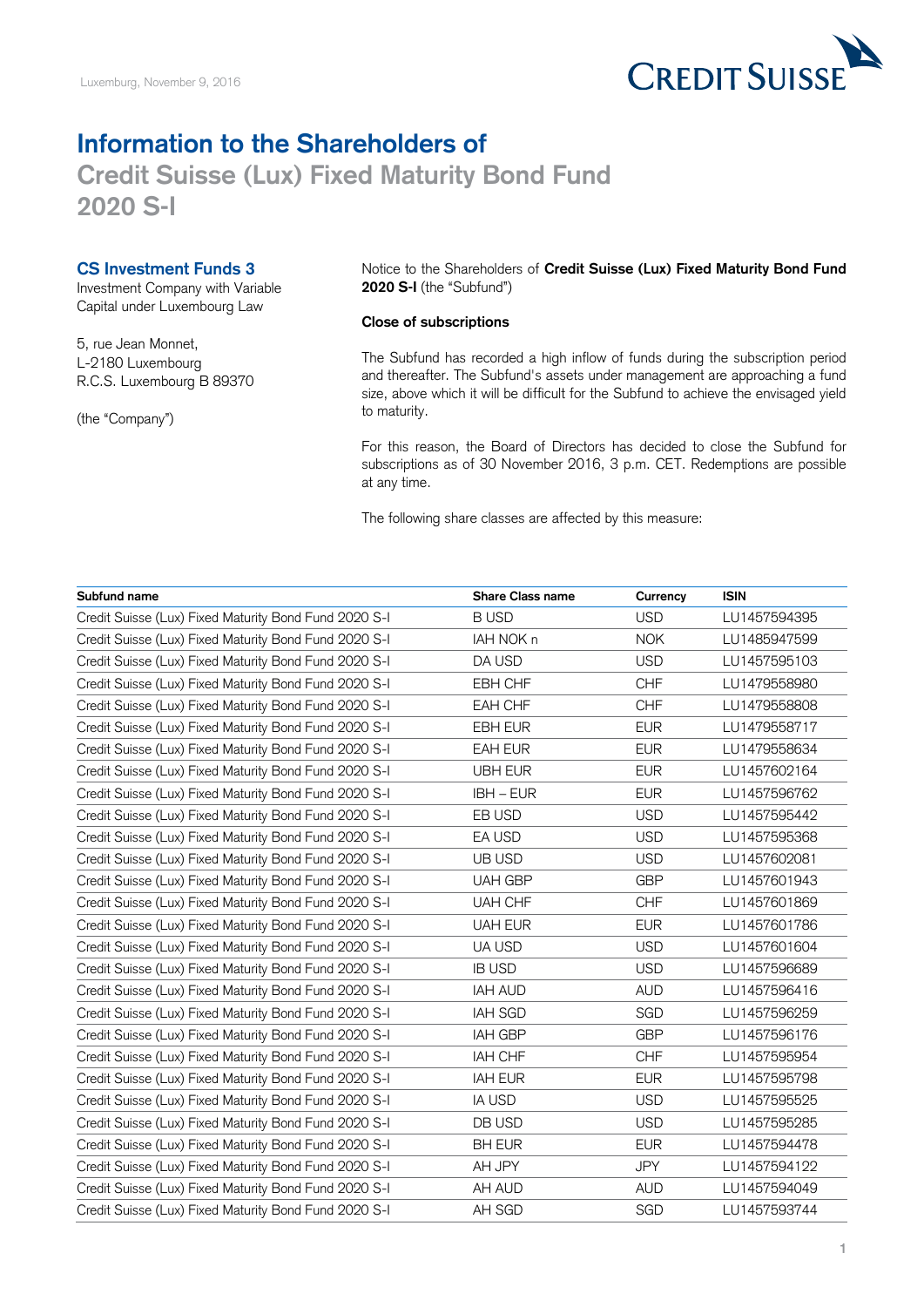Luxemburg, November 9, 2016

# Information to the Shareholders of
## Credit Suisse (Lux) Fixed Maturity Bond Fund 2020 S-I

### CS Investment Funds 3

Investment Company with Variable Capital under Luxembourg Law

5, rue Jean Monnet,
L-2180 Luxembourg
R.C.S. Luxembourg B 89370

(the "Company")

Notice to the Shareholders of **Credit Suisse (Lux) Fixed Maturity Bond Fund 2020 S-I** (the "Subfund")

**Close of subscriptions**

The Subfund has recorded a high inflow of funds during the subscription period and thereafter. The Subfund's assets under management are approaching a fund size, above which it will be difficult for the Subfund to achieve the envisaged yield to maturity.

For this reason, the Board of Directors has decided to close the Subfund for subscriptions as of 30 November 2016, 3 p.m. CET. Redemptions are possible at any time.

The following share classes are affected by this measure:

| Subfund name | Share Class name | Currency | ISIN |
|---|---|---|---|
| Credit Suisse (Lux) Fixed Maturity Bond Fund 2020 S-I | B USD | USD | LU1457594395 |
| Credit Suisse (Lux) Fixed Maturity Bond Fund 2020 S-I | IAH NOK n | NOK | LU1485947599 |
| Credit Suisse (Lux) Fixed Maturity Bond Fund 2020 S-I | DA USD | USD | LU1457595103 |
| Credit Suisse (Lux) Fixed Maturity Bond Fund 2020 S-I | EBH CHF | CHF | LU1479558980 |
| Credit Suisse (Lux) Fixed Maturity Bond Fund 2020 S-I | EAH CHF | CHF | LU1479558808 |
| Credit Suisse (Lux) Fixed Maturity Bond Fund 2020 S-I | EBH EUR | EUR | LU1479558717 |
| Credit Suisse (Lux) Fixed Maturity Bond Fund 2020 S-I | EAH EUR | EUR | LU1479558634 |
| Credit Suisse (Lux) Fixed Maturity Bond Fund 2020 S-I | UBH EUR | EUR | LU1457602164 |
| Credit Suisse (Lux) Fixed Maturity Bond Fund 2020 S-I | IBH – EUR | EUR | LU1457596762 |
| Credit Suisse (Lux) Fixed Maturity Bond Fund 2020 S-I | EB USD | USD | LU1457595442 |
| Credit Suisse (Lux) Fixed Maturity Bond Fund 2020 S-I | EA USD | USD | LU1457595368 |
| Credit Suisse (Lux) Fixed Maturity Bond Fund 2020 S-I | UB USD | USD | LU1457602081 |
| Credit Suisse (Lux) Fixed Maturity Bond Fund 2020 S-I | UAH GBP | GBP | LU1457601943 |
| Credit Suisse (Lux) Fixed Maturity Bond Fund 2020 S-I | UAH CHF | CHF | LU1457601869 |
| Credit Suisse (Lux) Fixed Maturity Bond Fund 2020 S-I | UAH EUR | EUR | LU1457601786 |
| Credit Suisse (Lux) Fixed Maturity Bond Fund 2020 S-I | UA USD | USD | LU1457601604 |
| Credit Suisse (Lux) Fixed Maturity Bond Fund 2020 S-I | IB USD | USD | LU1457596689 |
| Credit Suisse (Lux) Fixed Maturity Bond Fund 2020 S-I | IAH AUD | AUD | LU1457596416 |
| Credit Suisse (Lux) Fixed Maturity Bond Fund 2020 S-I | IAH SGD | SGD | LU1457596259 |
| Credit Suisse (Lux) Fixed Maturity Bond Fund 2020 S-I | IAH GBP | GBP | LU1457596176 |
| Credit Suisse (Lux) Fixed Maturity Bond Fund 2020 S-I | IAH CHF | CHF | LU1457595954 |
| Credit Suisse (Lux) Fixed Maturity Bond Fund 2020 S-I | IAH EUR | EUR | LU1457595798 |
| Credit Suisse (Lux) Fixed Maturity Bond Fund 2020 S-I | IA USD | USD | LU1457595525 |
| Credit Suisse (Lux) Fixed Maturity Bond Fund 2020 S-I | DB USD | USD | LU1457595285 |
| Credit Suisse (Lux) Fixed Maturity Bond Fund 2020 S-I | BH EUR | EUR | LU1457594478 |
| Credit Suisse (Lux) Fixed Maturity Bond Fund 2020 S-I | AH JPY | JPY | LU1457594122 |
| Credit Suisse (Lux) Fixed Maturity Bond Fund 2020 S-I | AH AUD | AUD | LU1457594049 |
| Credit Suisse (Lux) Fixed Maturity Bond Fund 2020 S-I | AH SGD | SGD | LU1457593744 |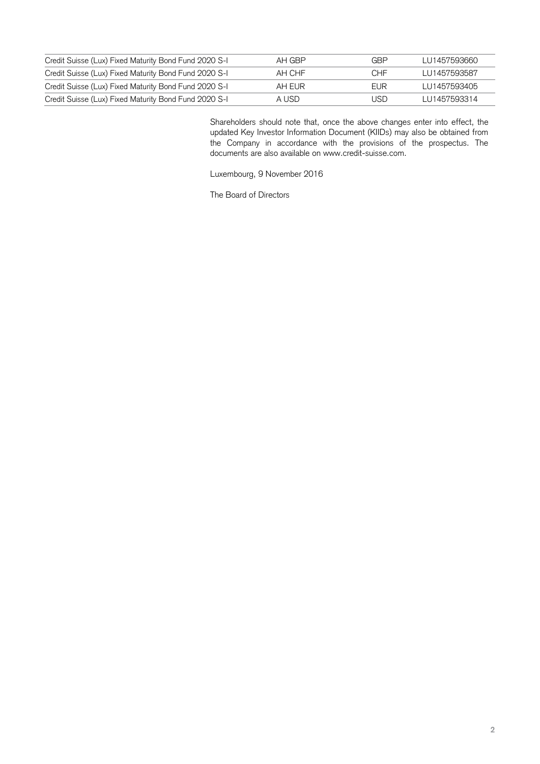| | | | |
|---|---|---|---|
| Credit Suisse (Lux) Fixed Maturity Bond Fund 2020 S-I | AH GBP | GBP | LU1457593660 |
| Credit Suisse (Lux) Fixed Maturity Bond Fund 2020 S-I | AH CHF | CHF | LU1457593587 |
| Credit Suisse (Lux) Fixed Maturity Bond Fund 2020 S-I | AH EUR | EUR | LU1457593405 |
| Credit Suisse (Lux) Fixed Maturity Bond Fund 2020 S-I | A USD | USD | LU1457593314 |

Shareholders should note that, once the above changes enter into effect, the updated Key Investor Information Document (KIIDs) may also be obtained from the Company in accordance with the provisions of the prospectus. The documents are also available on www.credit-suisse.com.

Luxembourg, 9 November 2016

The Board of Directors